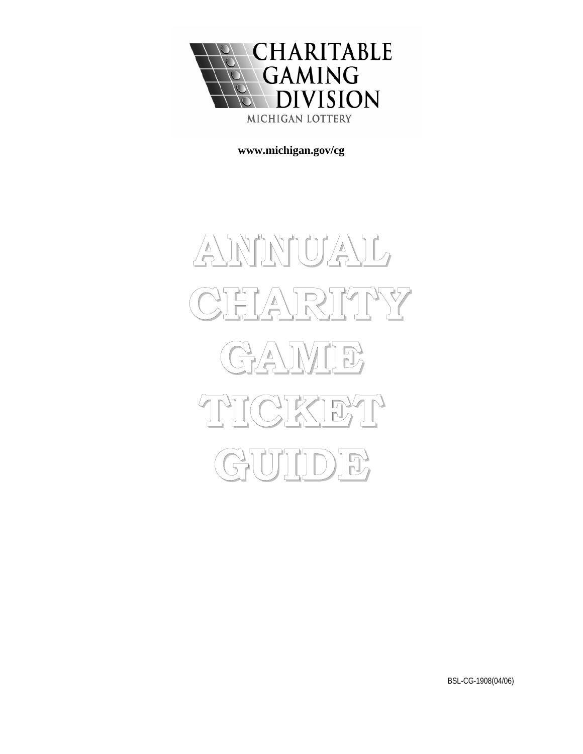CHARITABLE GAMING DIVISION

MICHIGAN LOTTERY

**www.michigan.gov/cg**

# ANNUAL CHARITY GAME TICKET GUIDE

BSL-CG-1908(04/06)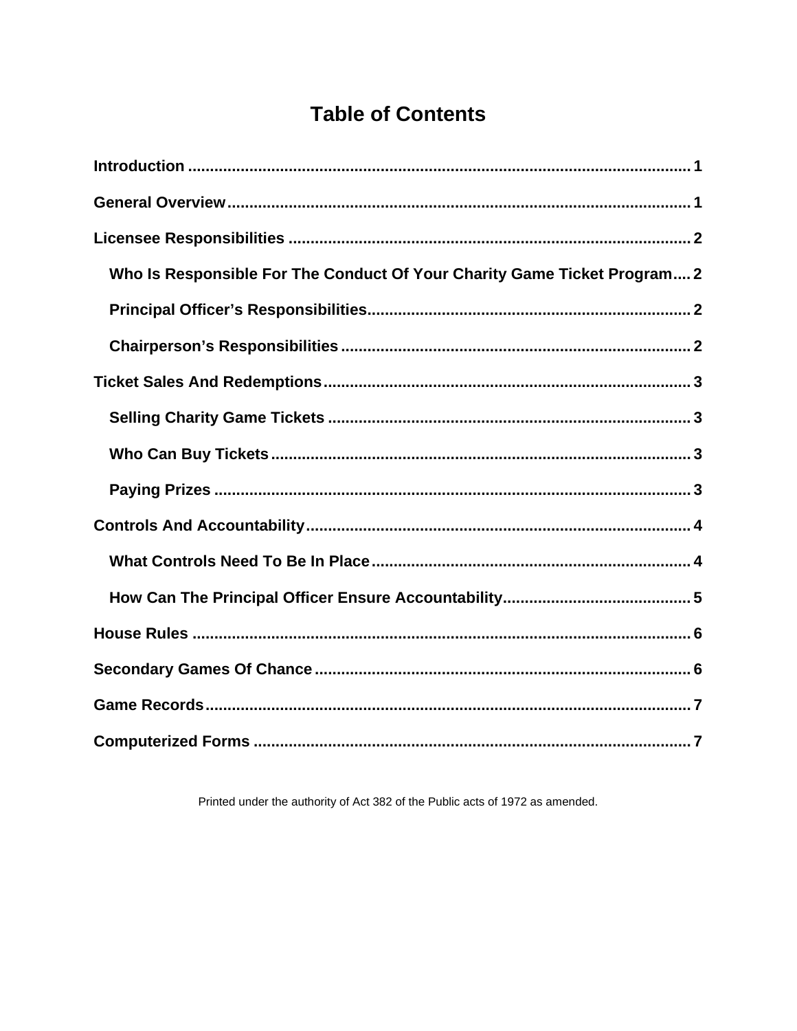# Table of Contents

Introduction ........................................................................................................ 1

General Overview ................................................................................................ 1

Licensee Responsibilities .................................................................................... 2

- Who Is Responsible For The Conduct Of Your Charity Game Ticket Program .... 2
- Principal Officer's Responsibilities ................................................................ 2
- Chairperson's Responsibilities ...................................................................... 2

Ticket Sales And Redemptions ............................................................................ 3

- Selling Charity Game Tickets ......................................................................... 3
- Who Can Buy Tickets ..................................................................................... 3
- Paying Prizes ................................................................................................. 3

Controls And Accountability ................................................................................. 4

- What Controls Need To Be In Place ............................................................... 4
- How Can The Principal Officer Ensure Accountability .................................... 5

House Rules ........................................................................................................ 6

Secondary Games Of Chance .............................................................................. 6

Game Records ..................................................................................................... 7

Computerized Forms ........................................................................................... 7

Printed under the authority of Act 382 of the Public acts of 1972 as amended.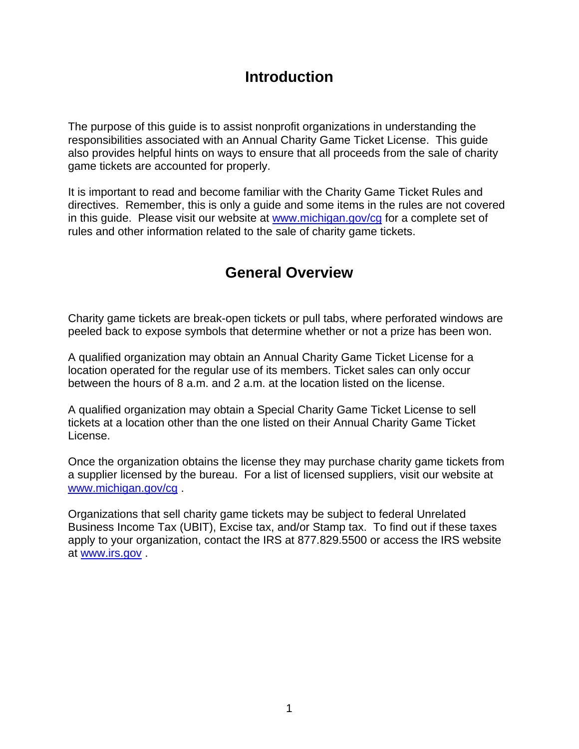## Introduction

The purpose of this guide is to assist nonprofit organizations in understanding the responsibilities associated with an Annual Charity Game Ticket License. This guide also provides helpful hints on ways to ensure that all proceeds from the sale of charity game tickets are accounted for properly.

It is important to read and become familiar with the Charity Game Ticket Rules and directives. Remember, this is only a guide and some items in the rules are not covered in this guide. Please visit our website at www.michigan.gov/cg for a complete set of rules and other information related to the sale of charity game tickets.

## General Overview

Charity game tickets are break-open tickets or pull tabs, where perforated windows are peeled back to expose symbols that determine whether or not a prize has been won.

A qualified organization may obtain an Annual Charity Game Ticket License for a location operated for the regular use of its members. Ticket sales can only occur between the hours of 8 a.m. and 2 a.m. at the location listed on the license.

A qualified organization may obtain a Special Charity Game Ticket License to sell tickets at a location other than the one listed on their Annual Charity Game Ticket License.

Once the organization obtains the license they may purchase charity game tickets from a supplier licensed by the bureau. For a list of licensed suppliers, visit our website at www.michigan.gov/cg .

Organizations that sell charity game tickets may be subject to federal Unrelated Business Income Tax (UBIT), Excise tax, and/or Stamp tax. To find out if these taxes apply to your organization, contact the IRS at 877.829.5500 or access the IRS website at www.irs.gov .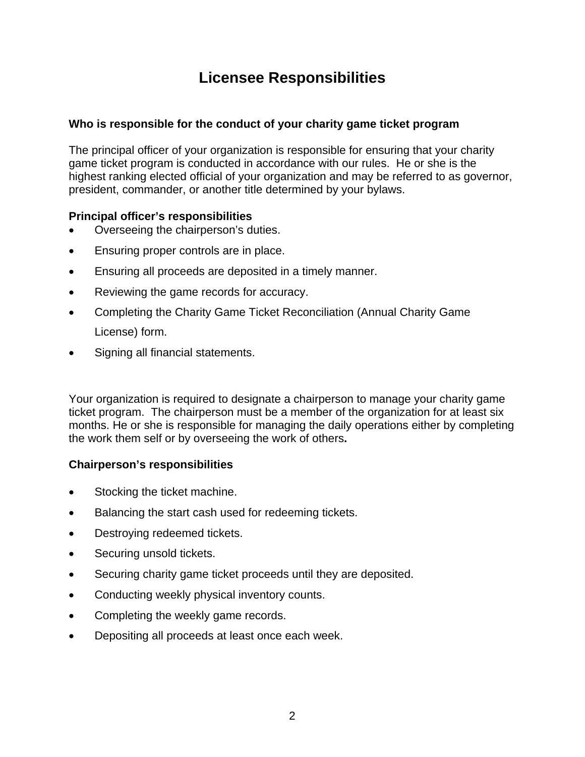# Licensee Responsibilities

**Who is responsible for the conduct of your charity game ticket program**

The principal officer of your organization is responsible for ensuring that your charity game ticket program is conducted in accordance with our rules. He or she is the highest ranking elected official of your organization and may be referred to as governor, president, commander, or another title determined by your bylaws.

**Principal officer's responsibilities**

- Overseeing the chairperson's duties.
- Ensuring proper controls are in place.
- Ensuring all proceeds are deposited in a timely manner.
- Reviewing the game records for accuracy.
- Completing the Charity Game Ticket Reconciliation (Annual Charity Game License) form.
- Signing all financial statements.

Your organization is required to designate a chairperson to manage your charity game ticket program. The chairperson must be a member of the organization for at least six months. He or she is responsible for managing the daily operations either by completing the work them self or by overseeing the work of others.

**Chairperson's responsibilities**

- Stocking the ticket machine.
- Balancing the start cash used for redeeming tickets.
- Destroying redeemed tickets.
- Securing unsold tickets.
- Securing charity game ticket proceeds until they are deposited.
- Conducting weekly physical inventory counts.
- Completing the weekly game records.
- Depositing all proceeds at least once each week.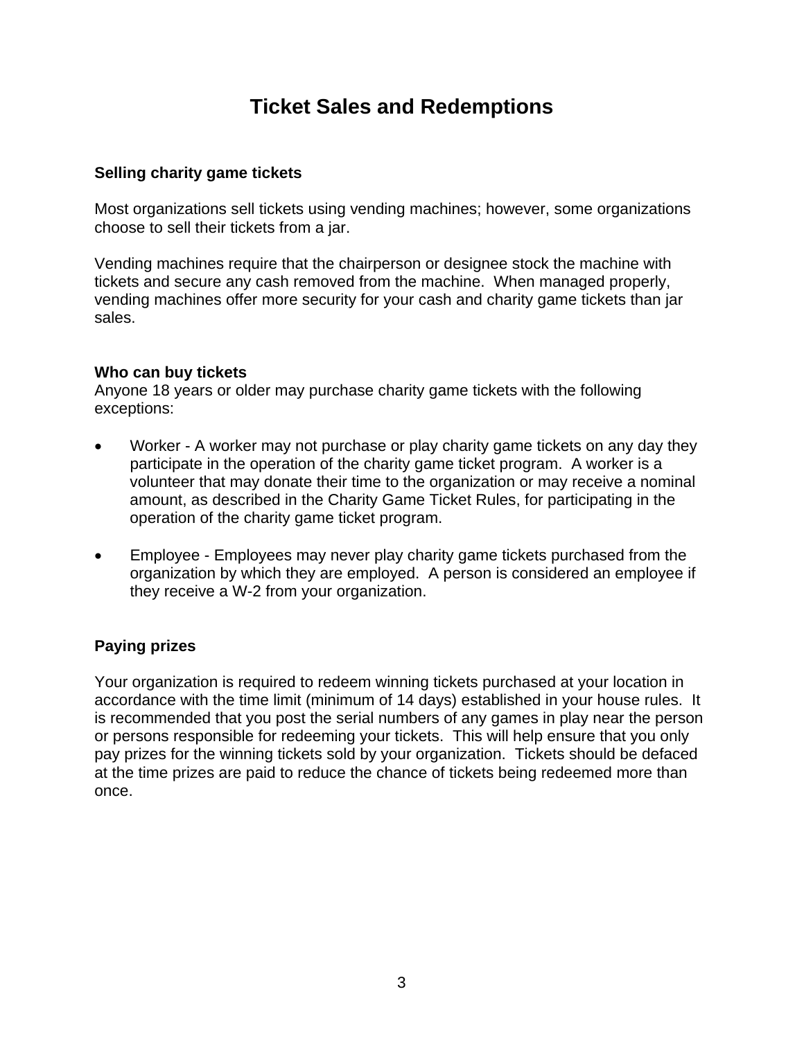# Ticket Sales and Redemptions

### Selling charity game tickets

Most organizations sell tickets using vending machines; however, some organizations choose to sell their tickets from a jar.

Vending machines require that the chairperson or designee stock the machine with tickets and secure any cash removed from the machine. When managed properly, vending machines offer more security for your cash and charity game tickets than jar sales.

### Who can buy tickets

Anyone 18 years or older may purchase charity game tickets with the following exceptions:

- Worker - A worker may not purchase or play charity game tickets on any day they participate in the operation of the charity game ticket program. A worker is a volunteer that may donate their time to the organization or may receive a nominal amount, as described in the Charity Game Ticket Rules, for participating in the operation of the charity game ticket program.

- Employee - Employees may never play charity game tickets purchased from the organization by which they are employed. A person is considered an employee if they receive a W-2 from your organization.

### Paying prizes

Your organization is required to redeem winning tickets purchased at your location in accordance with the time limit (minimum of 14 days) established in your house rules. It is recommended that you post the serial numbers of any games in play near the person or persons responsible for redeeming your tickets. This will help ensure that you only pay prizes for the winning tickets sold by your organization. Tickets should be defaced at the time prizes are paid to reduce the chance of tickets being redeemed more than once.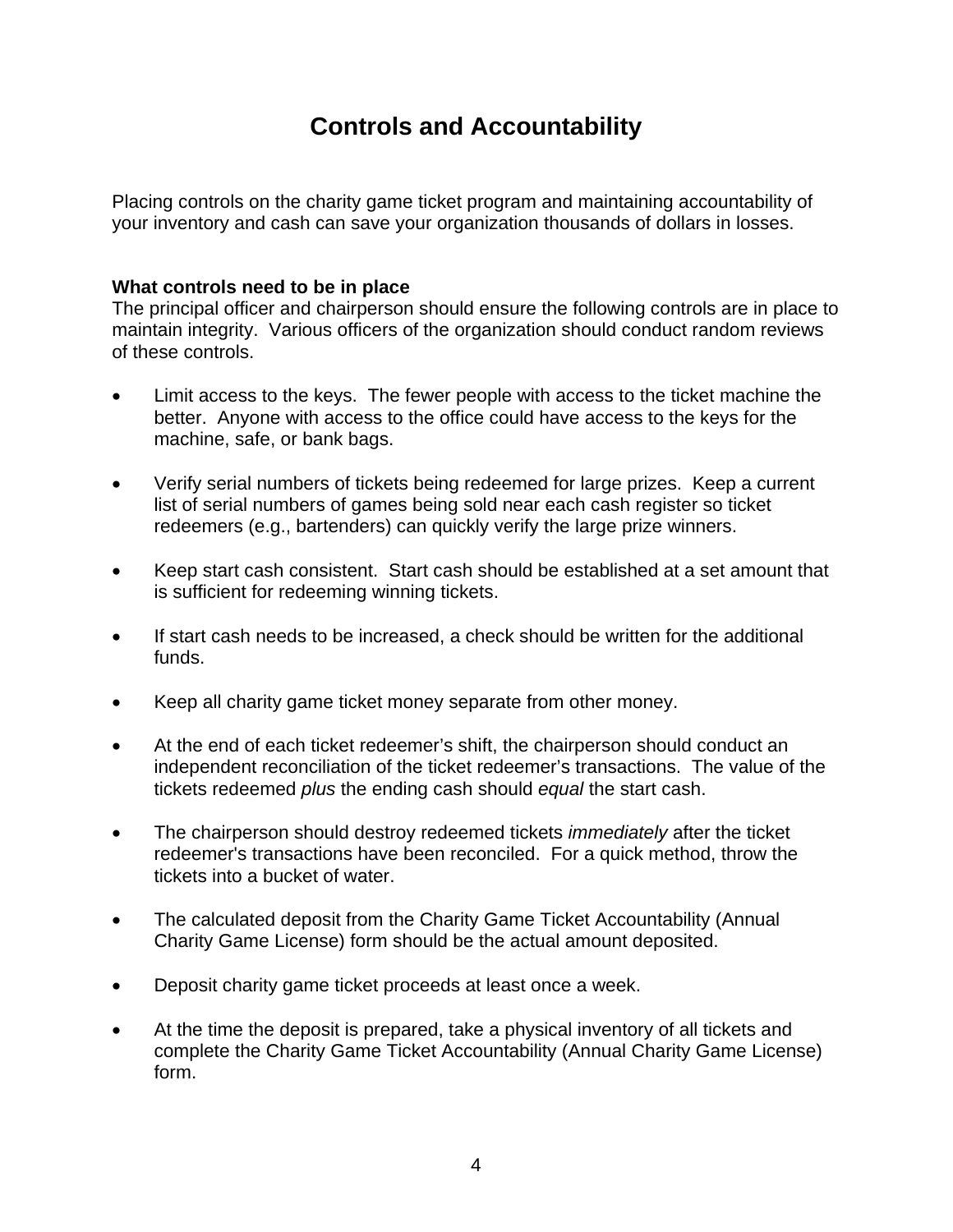# Controls and Accountability

Placing controls on the charity game ticket program and maintaining accountability of your inventory and cash can save your organization thousands of dollars in losses.

**What controls need to be in place**

The principal officer and chairperson should ensure the following controls are in place to maintain integrity. Various officers of the organization should conduct random reviews of these controls.

- Limit access to the keys. The fewer people with access to the ticket machine the better. Anyone with access to the office could have access to the keys for the machine, safe, or bank bags.
- Verify serial numbers of tickets being redeemed for large prizes. Keep a current list of serial numbers of games being sold near each cash register so ticket redeemers (e.g., bartenders) can quickly verify the large prize winners.
- Keep start cash consistent. Start cash should be established at a set amount that is sufficient for redeeming winning tickets.
- If start cash needs to be increased, a check should be written for the additional funds.
- Keep all charity game ticket money separate from other money.
- At the end of each ticket redeemer's shift, the chairperson should conduct an independent reconciliation of the ticket redeemer's transactions. The value of the tickets redeemed *plus* the ending cash should *equal* the start cash.
- The chairperson should destroy redeemed tickets *immediately* after the ticket redeemer's transactions have been reconciled. For a quick method, throw the tickets into a bucket of water.
- The calculated deposit from the Charity Game Ticket Accountability (Annual Charity Game License) form should be the actual amount deposited.
- Deposit charity game ticket proceeds at least once a week.
- At the time the deposit is prepared, take a physical inventory of all tickets and complete the Charity Game Ticket Accountability (Annual Charity Game License) form.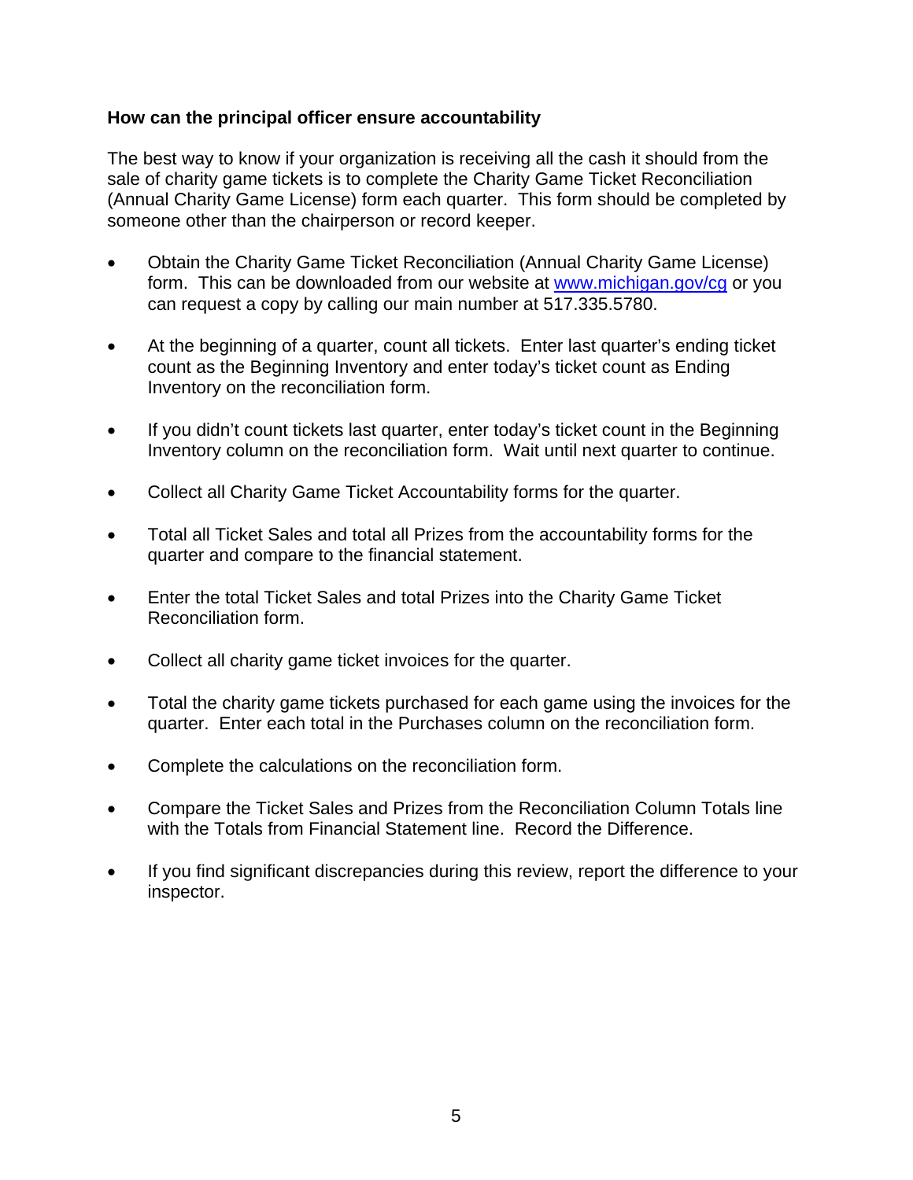**How can the principal officer ensure accountability**

The best way to know if your organization is receiving all the cash it should from the sale of charity game tickets is to complete the Charity Game Ticket Reconciliation (Annual Charity Game License) form each quarter. This form should be completed by someone other than the chairperson or record keeper.

- Obtain the Charity Game Ticket Reconciliation (Annual Charity Game License) form. This can be downloaded from our website at [www.michigan.gov/cg](http://www.michigan.gov/cg) or you can request a copy by calling our main number at 517.335.5780.
- At the beginning of a quarter, count all tickets. Enter last quarter's ending ticket count as the Beginning Inventory and enter today's ticket count as Ending Inventory on the reconciliation form.
- If you didn't count tickets last quarter, enter today's ticket count in the Beginning Inventory column on the reconciliation form. Wait until next quarter to continue.
- Collect all Charity Game Ticket Accountability forms for the quarter.
- Total all Ticket Sales and total all Prizes from the accountability forms for the quarter and compare to the financial statement.
- Enter the total Ticket Sales and total Prizes into the Charity Game Ticket Reconciliation form.
- Collect all charity game ticket invoices for the quarter.
- Total the charity game tickets purchased for each game using the invoices for the quarter. Enter each total in the Purchases column on the reconciliation form.
- Complete the calculations on the reconciliation form.
- Compare the Ticket Sales and Prizes from the Reconciliation Column Totals line with the Totals from Financial Statement line. Record the Difference.
- If you find significant discrepancies during this review, report the difference to your inspector.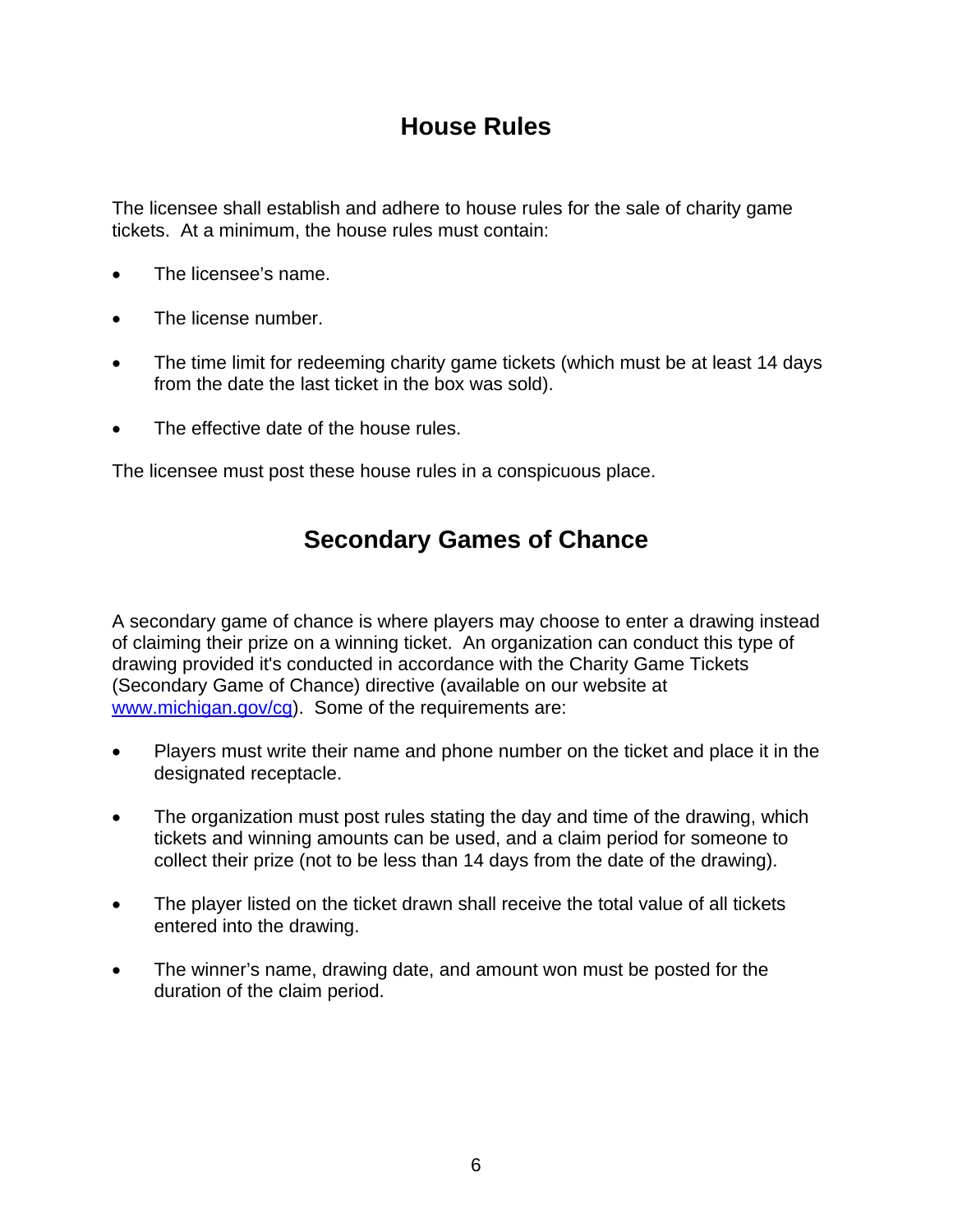## House Rules

The licensee shall establish and adhere to house rules for the sale of charity game tickets. At a minimum, the house rules must contain:

- The licensee's name.
- The license number.
- The time limit for redeeming charity game tickets (which must be at least 14 days from the date the last ticket in the box was sold).
- The effective date of the house rules.

The licensee must post these house rules in a conspicuous place.

## Secondary Games of Chance

A secondary game of chance is where players may choose to enter a drawing instead of claiming their prize on a winning ticket. An organization can conduct this type of drawing provided it's conducted in accordance with the Charity Game Tickets (Secondary Game of Chance) directive (available on our website at [www.michigan.gov/cg](www.michigan.gov/cg)). Some of the requirements are:

- Players must write their name and phone number on the ticket and place it in the designated receptacle.
- The organization must post rules stating the day and time of the drawing, which tickets and winning amounts can be used, and a claim period for someone to collect their prize (not to be less than 14 days from the date of the drawing).
- The player listed on the ticket drawn shall receive the total value of all tickets entered into the drawing.
- The winner's name, drawing date, and amount won must be posted for the duration of the claim period.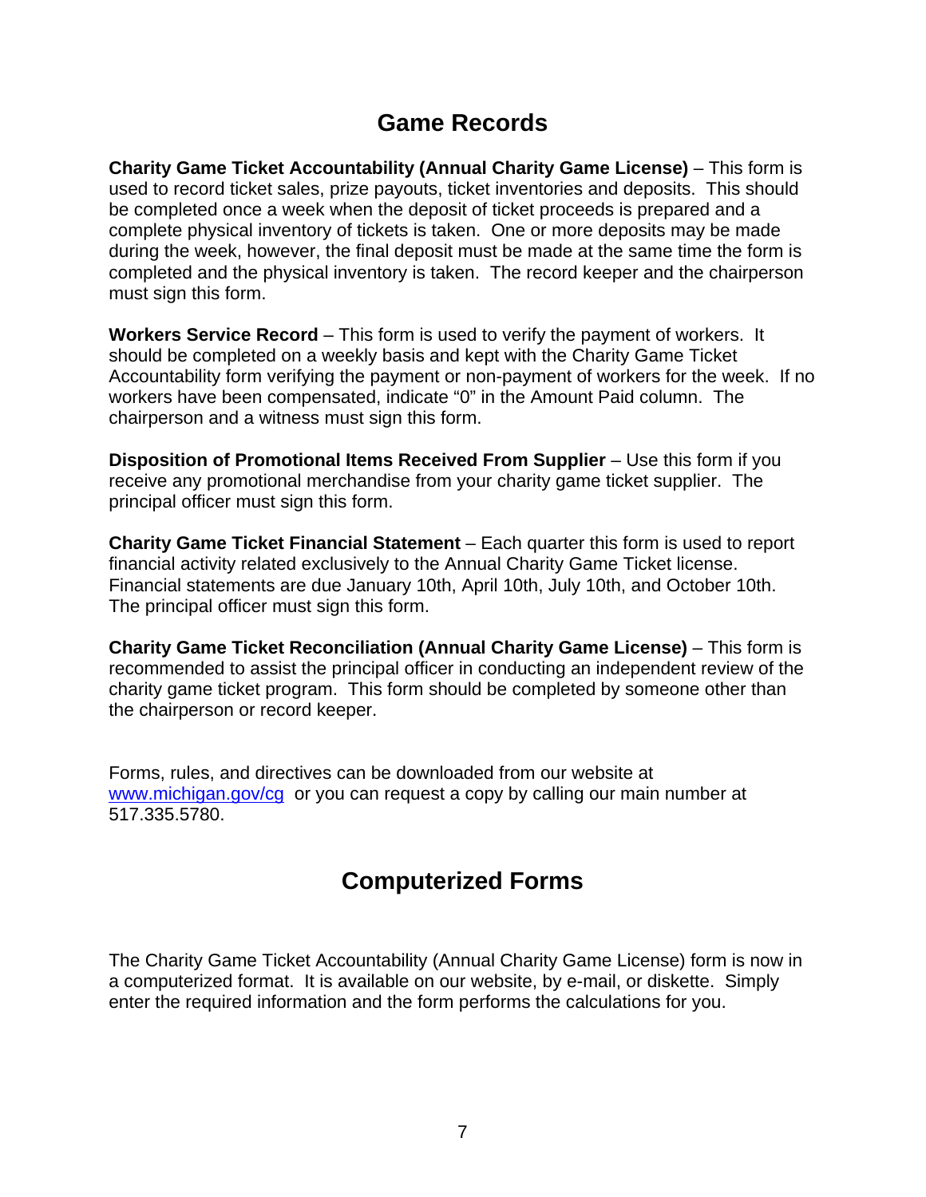## Game Records

**Charity Game Ticket Accountability (Annual Charity Game License)** – This form is used to record ticket sales, prize payouts, ticket inventories and deposits. This should be completed once a week when the deposit of ticket proceeds is prepared and a complete physical inventory of tickets is taken. One or more deposits may be made during the week, however, the final deposit must be made at the same time the form is completed and the physical inventory is taken. The record keeper and the chairperson must sign this form.

**Workers Service Record** – This form is used to verify the payment of workers. It should be completed on a weekly basis and kept with the Charity Game Ticket Accountability form verifying the payment or non-payment of workers for the week. If no workers have been compensated, indicate "0" in the Amount Paid column. The chairperson and a witness must sign this form.

**Disposition of Promotional Items Received From Supplier** – Use this form if you receive any promotional merchandise from your charity game ticket supplier. The principal officer must sign this form.

**Charity Game Ticket Financial Statement** – Each quarter this form is used to report financial activity related exclusively to the Annual Charity Game Ticket license. Financial statements are due January 10th, April 10th, July 10th, and October 10th. The principal officer must sign this form.

**Charity Game Ticket Reconciliation (Annual Charity Game License)** – This form is recommended to assist the principal officer in conducting an independent review of the charity game ticket program. This form should be completed by someone other than the chairperson or record keeper.

Forms, rules, and directives can be downloaded from our website at [www.michigan.gov/cg](www.michigan.gov/cg) or you can request a copy by calling our main number at 517.335.5780.

## Computerized Forms

The Charity Game Ticket Accountability (Annual Charity Game License) form is now in a computerized format. It is available on our website, by e-mail, or diskette. Simply enter the required information and the form performs the calculations for you.